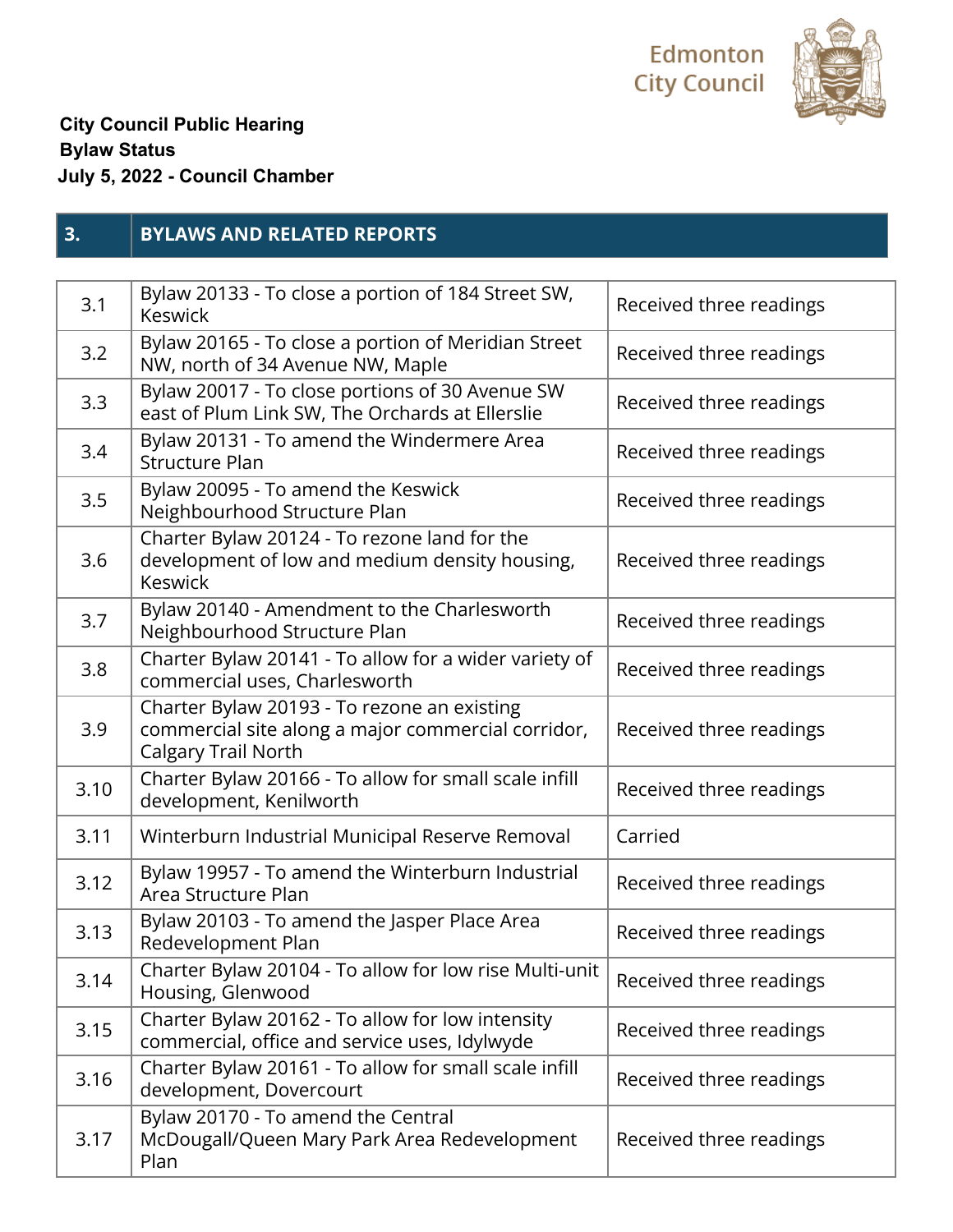Edmonton City Council

**City Council Public Hearing**
**Bylaw Status**
**July 5, 2022 - Council Chamber**

## 3. BYLAWS AND RELATED REPORTS

| | | |
|---|---|---|
| 3.1 | Bylaw 20133 - To close a portion of 184 Street SW, Keswick | Received three readings |
| 3.2 | Bylaw 20165 - To close a portion of Meridian Street NW, north of 34 Avenue NW, Maple | Received three readings |
| 3.3 | Bylaw 20017 - To close portions of 30 Avenue SW east of Plum Link SW, The Orchards at Ellerslie | Received three readings |
| 3.4 | Bylaw 20131 - To amend the Windermere Area Structure Plan | Received three readings |
| 3.5 | Bylaw 20095 - To amend the Keswick Neighbourhood Structure Plan | Received three readings |
| 3.6 | Charter Bylaw 20124 - To rezone land for the development of low and medium density housing, Keswick | Received three readings |
| 3.7 | Bylaw 20140 - Amendment to the Charlesworth Neighbourhood Structure Plan | Received three readings |
| 3.8 | Charter Bylaw 20141 - To allow for a wider variety of commercial uses, Charlesworth | Received three readings |
| 3.9 | Charter Bylaw 20193 - To rezone an existing commercial site along a major commercial corridor, Calgary Trail North | Received three readings |
| 3.10 | Charter Bylaw 20166 - To allow for small scale infill development, Kenilworth | Received three readings |
| 3.11 | Winterburn Industrial Municipal Reserve Removal | Carried |
| 3.12 | Bylaw 19957 - To amend the Winterburn Industrial Area Structure Plan | Received three readings |
| 3.13 | Bylaw 20103 - To amend the Jasper Place Area Redevelopment Plan | Received three readings |
| 3.14 | Charter Bylaw 20104 - To allow for low rise Multi-unit Housing, Glenwood | Received three readings |
| 3.15 | Charter Bylaw 20162 - To allow for low intensity commercial, office and service uses, Idylwyde | Received three readings |
| 3.16 | Charter Bylaw 20161 - To allow for small scale infill development, Dovercourt | Received three readings |
| 3.17 | Bylaw 20170 - To amend the Central McDougall/Queen Mary Park Area Redevelopment Plan | Received three readings |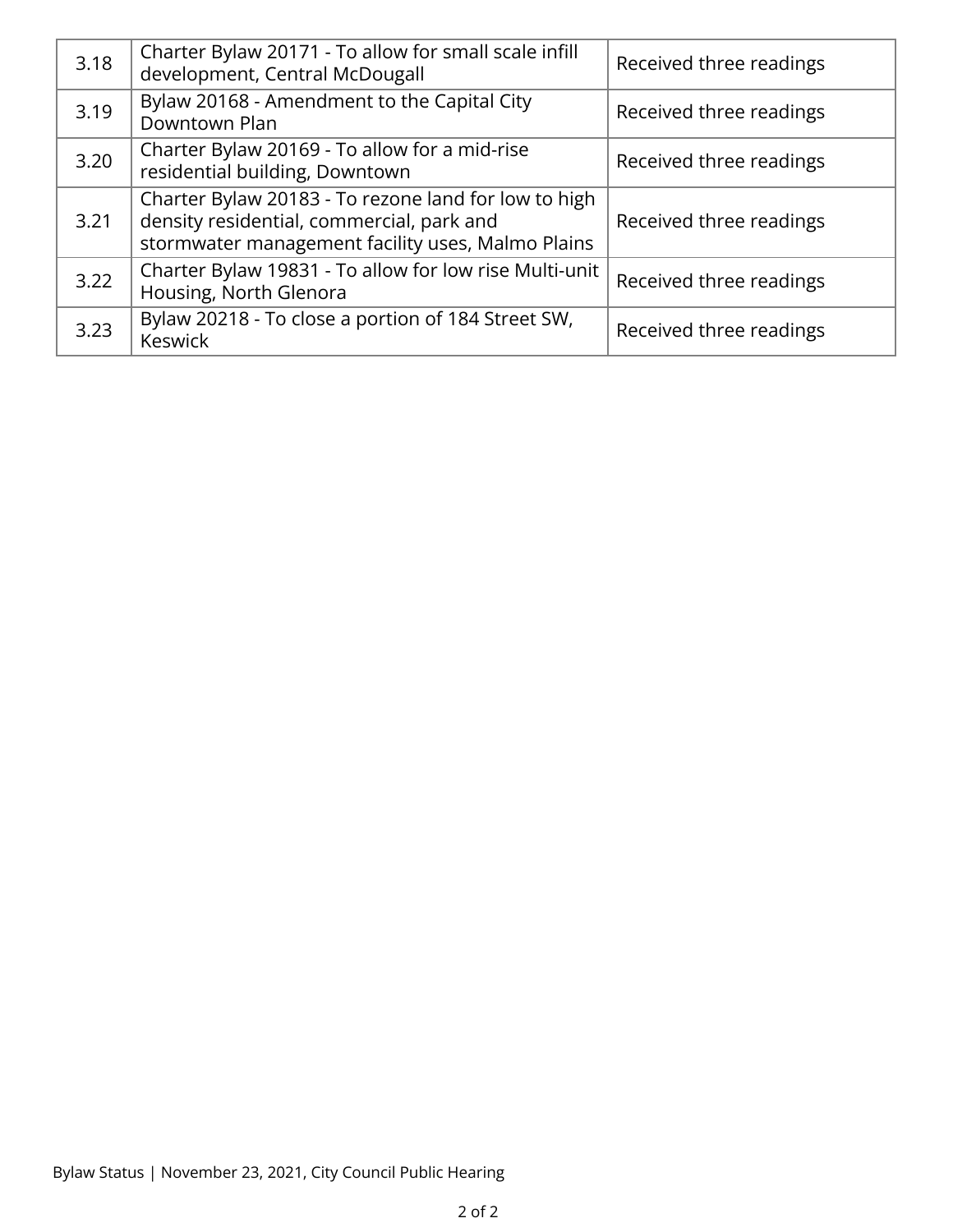| | | |
|---|---|---|
| 3.18 | Charter Bylaw 20171 - To allow for small scale infill development, Central McDougall | Received three readings |
| 3.19 | Bylaw 20168 - Amendment to the Capital City Downtown Plan | Received three readings |
| 3.20 | Charter Bylaw 20169 - To allow for a mid-rise residential building, Downtown | Received three readings |
| 3.21 | Charter Bylaw 20183 - To rezone land for low to high density residential, commercial, park and stormwater management facility uses, Malmo Plains | Received three readings |
| 3.22 | Charter Bylaw 19831 - To allow for low rise Multi-unit Housing, North Glenora | Received three readings |
| 3.23 | Bylaw 20218 - To close a portion of 184 Street SW, Keswick | Received three readings |